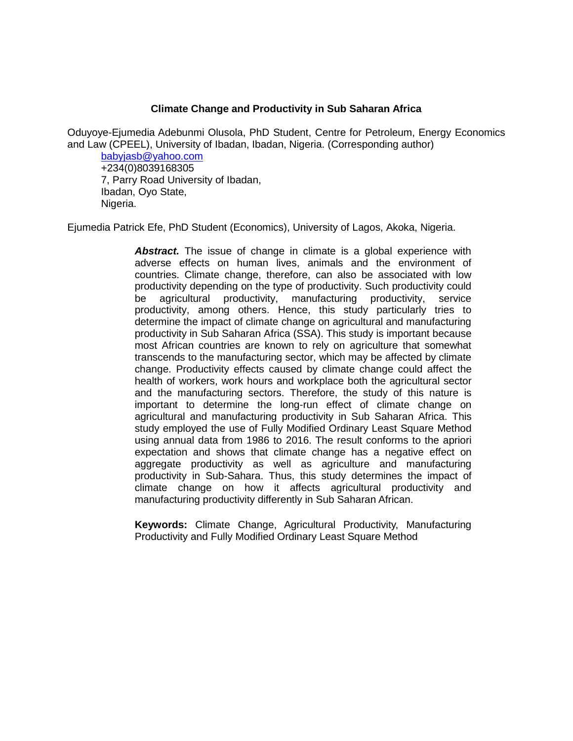# Climate Change and Productivity in Sub Saharan Africa

Oduyoye-Ejumedia Adebunmi Olusola, PhD Student, Centre for Petroleum, Energy Economics and Law (CPEEL), University of Ibadan, Ibadan, Nigeria. (Corresponding author)

babyjasb@yahoo.com
+234(0)8039168305
7, Parry Road University of Ibadan,
Ibadan, Oyo State,
Nigeria.

Ejumedia Patrick Efe, PhD Student (Economics), University of Lagos, Akoka, Nigeria.

***Abstract.*** The issue of change in climate is a global experience with adverse effects on human lives, animals and the environment of countries. Climate change, therefore, can also be associated with low productivity depending on the type of productivity. Such productivity could be agricultural productivity, manufacturing productivity, service productivity, among others. Hence, this study particularly tries to determine the impact of climate change on agricultural and manufacturing productivity in Sub Saharan Africa (SSA). This study is important because most African countries are known to rely on agriculture that somewhat transcends to the manufacturing sector, which may be affected by climate change. Productivity effects caused by climate change could affect the health of workers, work hours and workplace both the agricultural sector and the manufacturing sectors. Therefore, the study of this nature is important to determine the long-run effect of climate change on agricultural and manufacturing productivity in Sub Saharan Africa. This study employed the use of Fully Modified Ordinary Least Square Method using annual data from 1986 to 2016. The result conforms to the apriori expectation and shows that climate change has a negative effect on aggregate productivity as well as agriculture and manufacturing productivity in Sub-Sahara. Thus, this study determines the impact of climate change on how it affects agricultural productivity and manufacturing productivity differently in Sub Saharan African.

**Keywords:** Climate Change, Agricultural Productivity, Manufacturing Productivity and Fully Modified Ordinary Least Square Method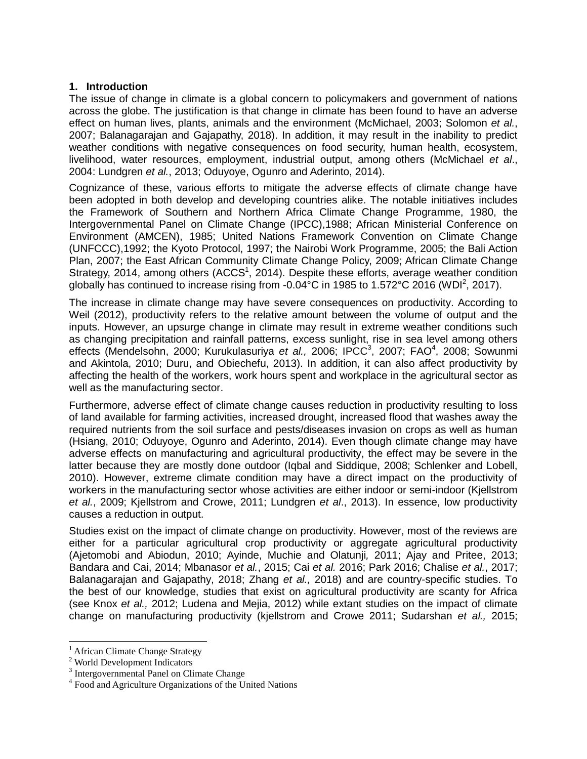## 1. Introduction

The issue of change in climate is a global concern to policymakers and government of nations across the globe. The justification is that change in climate has been found to have an adverse effect on human lives, plants, animals and the environment (McMichael, 2003; Solomon *et al.*, 2007; Balanagarajan and Gajapathy, 2018). In addition, it may result in the inability to predict weather conditions with negative consequences on food security, human health, ecosystem, livelihood, water resources, employment, industrial output, among others (McMichael *et al*., 2004: Lundgren *et al.*, 2013; Oduyoye, Ogunro and Aderinto, 2014).

Cognizance of these, various efforts to mitigate the adverse effects of climate change have been adopted in both develop and developing countries alike. The notable initiatives includes the Framework of Southern and Northern Africa Climate Change Programme, 1980, the Intergovernmental Panel on Climate Change (IPCC),1988; African Ministerial Conference on Environment (AMCEN), 1985; United Nations Framework Convention on Climate Change (UNFCCC),1992; the Kyoto Protocol, 1997; the Nairobi Work Programme, 2005; the Bali Action Plan, 2007; the East African Community Climate Change Policy, 2009; African Climate Change Strategy, 2014, among others (ACCS[1], 2014). Despite these efforts, average weather condition globally has continued to increase rising from -0.04°C in 1985 to 1.572°C 2016 (WDI[2], 2017).

The increase in climate change may have severe consequences on productivity. According to Weil (2012), productivity refers to the relative amount between the volume of output and the inputs. However, an upsurge change in climate may result in extreme weather conditions such as changing precipitation and rainfall patterns, excess sunlight, rise in sea level among others effects (Mendelsohn, 2000; Kurukulasuriya *et al.,* 2006; IPCC[3], 2007; FAO[4], 2008; Sowunmi and Akintola, 2010; Duru, and Obiechefu, 2013). In addition, it can also affect productivity by affecting the health of the workers, work hours spent and workplace in the agricultural sector as well as the manufacturing sector.

Furthermore, adverse effect of climate change causes reduction in productivity resulting to loss of land available for farming activities, increased drought, increased flood that washes away the required nutrients from the soil surface and pests/diseases invasion on crops as well as human (Hsiang, 2010; Oduyoye, Ogunro and Aderinto, 2014). Even though climate change may have adverse effects on manufacturing and agricultural productivity, the effect may be severe in the latter because they are mostly done outdoor (Iqbal and Siddique, 2008; Schlenker and Lobell, 2010). However, extreme climate condition may have a direct impact on the productivity of workers in the manufacturing sector whose activities are either indoor or semi-indoor (Kjellstrom *et al.*, 2009; Kjellstrom and Crowe, 2011; Lundgren *et al*., 2013). In essence, low productivity causes a reduction in output.

Studies exist on the impact of climate change on productivity. However, most of the reviews are either for a particular agricultural crop productivity or aggregate agricultural productivity (Ajetomobi and Abiodun, 2010; Ayinde, Muchie and Olatunji, 2011; Ajay and Pritee, 2013; Bandara and Cai, 2014; Mbanasor *et al.*, 2015; Cai *et al.* 2016; Park 2016; Chalise *et al.*, 2017; Balanagarajan and Gajapathy, 2018; Zhang *et al.,* 2018) and are country-specific studies. To the best of our knowledge, studies that exist on agricultural productivity are scanty for Africa (see Knox *et al.,* 2012; Ludena and Mejia, 2012) while extant studies on the impact of climate change on manufacturing productivity (kjellstrom and Crowe 2011; Sudarshan *et al.,* 2015;

---

[1] African Climate Change Strategy
[2] World Development Indicators
[3] Intergovernmental Panel on Climate Change
[4] Food and Agriculture Organizations of the United Nations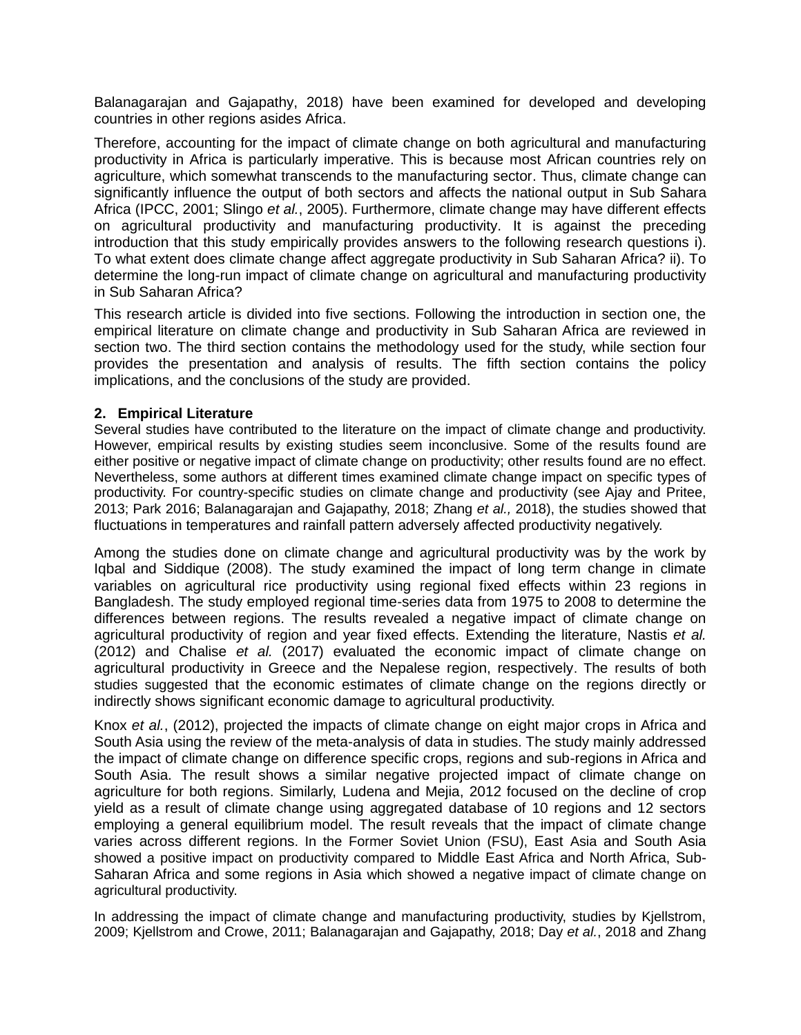Balanagarajan and Gajapathy, 2018) have been examined for developed and developing countries in other regions asides Africa.

Therefore, accounting for the impact of climate change on both agricultural and manufacturing productivity in Africa is particularly imperative. This is because most African countries rely on agriculture, which somewhat transcends to the manufacturing sector. Thus, climate change can significantly influence the output of both sectors and affects the national output in Sub Sahara Africa (IPCC, 2001; Slingo *et al.*, 2005). Furthermore, climate change may have different effects on agricultural productivity and manufacturing productivity. It is against the preceding introduction that this study empirically provides answers to the following research questions i). To what extent does climate change affect aggregate productivity in Sub Saharan Africa? ii). To determine the long-run impact of climate change on agricultural and manufacturing productivity in Sub Saharan Africa?

This research article is divided into five sections. Following the introduction in section one, the empirical literature on climate change and productivity in Sub Saharan Africa are reviewed in section two. The third section contains the methodology used for the study, while section four provides the presentation and analysis of results. The fifth section contains the policy implications, and the conclusions of the study are provided.

## 2. Empirical Literature

Several studies have contributed to the literature on the impact of climate change and productivity. However, empirical results by existing studies seem inconclusive. Some of the results found are either positive or negative impact of climate change on productivity; other results found are no effect. Nevertheless, some authors at different times examined climate change impact on specific types of productivity. For country-specific studies on climate change and productivity (see Ajay and Pritee, 2013; Park 2016; Balanagarajan and Gajapathy, 2018; Zhang *et al.,* 2018), the studies showed that fluctuations in temperatures and rainfall pattern adversely affected productivity negatively.

Among the studies done on climate change and agricultural productivity was by the work by Iqbal and Siddique (2008). The study examined the impact of long term change in climate variables on agricultural rice productivity using regional fixed effects within 23 regions in Bangladesh. The study employed regional time-series data from 1975 to 2008 to determine the differences between regions. The results revealed a negative impact of climate change on agricultural productivity of region and year fixed effects. Extending the literature, Nastis *et al.* (2012) and Chalise *et al.* (2017) evaluated the economic impact of climate change on agricultural productivity in Greece and the Nepalese region, respectively. The results of both studies suggested that the economic estimates of climate change on the regions directly or indirectly shows significant economic damage to agricultural productivity.

Knox *et al.*, (2012), projected the impacts of climate change on eight major crops in Africa and South Asia using the review of the meta-analysis of data in studies. The study mainly addressed the impact of climate change on difference specific crops, regions and sub-regions in Africa and South Asia. The result shows a similar negative projected impact of climate change on agriculture for both regions. Similarly, Ludena and Mejia, 2012 focused on the decline of crop yield as a result of climate change using aggregated database of 10 regions and 12 sectors employing a general equilibrium model. The result reveals that the impact of climate change varies across different regions. In the Former Soviet Union (FSU), East Asia and South Asia showed a positive impact on productivity compared to Middle East Africa and North Africa, Sub-Saharan Africa and some regions in Asia which showed a negative impact of climate change on agricultural productivity.

In addressing the impact of climate change and manufacturing productivity, studies by Kjellstrom, 2009; Kjellstrom and Crowe, 2011; Balanagarajan and Gajapathy, 2018; Day *et al.*, 2018 and Zhang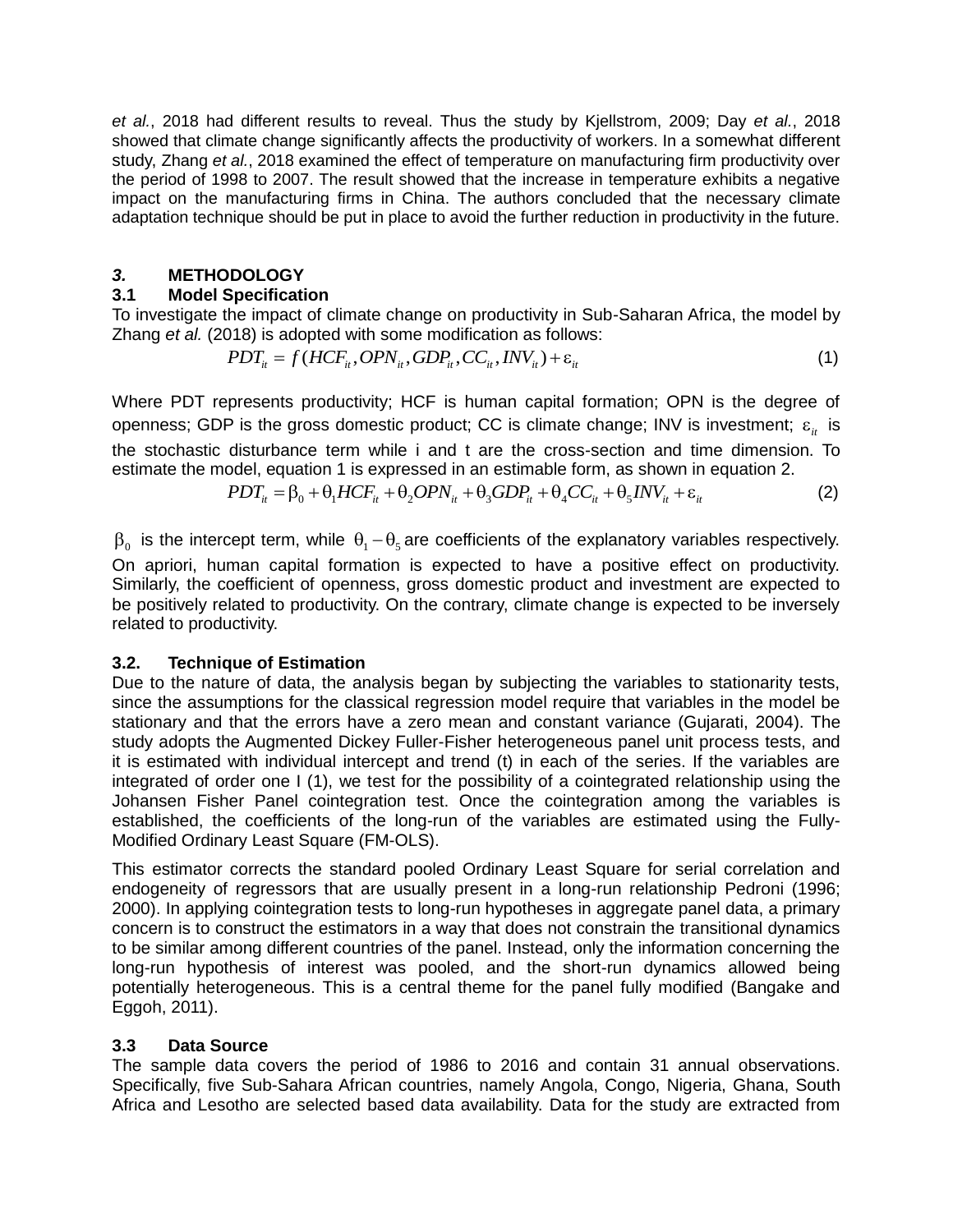*et al.*, 2018 had different results to reveal. Thus the study by Kjellstrom, 2009; Day *et al.*, 2018 showed that climate change significantly affects the productivity of workers. In a somewhat different study, Zhang *et al.*, 2018 examined the effect of temperature on manufacturing firm productivity over the period of 1998 to 2007. The result showed that the increase in temperature exhibits a negative impact on the manufacturing firms in China. The authors concluded that the necessary climate adaptation technique should be put in place to avoid the further reduction in productivity in the future.

## *3.* METHODOLOGY

### 3.1 Model Specification

To investigate the impact of climate change on productivity in Sub-Saharan Africa, the model by Zhang *et al.* (2018) is adopted with some modification as follows:

$$PDT_{it} = f(HCF_{it}, OPN_{it}, GDP_{it}, CC_{it}, INV_{it}) + \varepsilon_{it} \qquad (1)$$

Where PDT represents productivity; HCF is human capital formation; OPN is the degree of openness; GDP is the gross domestic product; CC is climate change; INV is investment; $\varepsilon_{it}$ is the stochastic disturbance term while i and t are the cross-section and time dimension. To estimate the model, equation 1 is expressed in an estimable form, as shown in equation 2.

$$PDT_{it} = \beta_0 + \theta_1 HCF_{it} + \theta_2 OPN_{it} + \theta_3 GDP_{it} + \theta_4 CC_{it} + \theta_5 INV_{it} + \varepsilon_{it} \qquad (2)$$

$\beta_0$ is the intercept term, while $\theta_1 - \theta_5$ are coefficients of the explanatory variables respectively. On apriori, human capital formation is expected to have a positive effect on productivity. Similarly, the coefficient of openness, gross domestic product and investment are expected to be positively related to productivity. On the contrary, climate change is expected to be inversely related to productivity.

### 3.2. Technique of Estimation

Due to the nature of data, the analysis began by subjecting the variables to stationarity tests, since the assumptions for the classical regression model require that variables in the model be stationary and that the errors have a zero mean and constant variance (Gujarati, 2004). The study adopts the Augmented Dickey Fuller-Fisher heterogeneous panel unit process tests, and it is estimated with individual intercept and trend (t) in each of the series. If the variables are integrated of order one I (1), we test for the possibility of a cointegrated relationship using the Johansen Fisher Panel cointegration test. Once the cointegration among the variables is established, the coefficients of the long-run of the variables are estimated using the Fully-Modified Ordinary Least Square (FM-OLS).

This estimator corrects the standard pooled Ordinary Least Square for serial correlation and endogeneity of regressors that are usually present in a long-run relationship Pedroni (1996; 2000). In applying cointegration tests to long-run hypotheses in aggregate panel data, a primary concern is to construct the estimators in a way that does not constrain the transitional dynamics to be similar among different countries of the panel. Instead, only the information concerning the long-run hypothesis of interest was pooled, and the short-run dynamics allowed being potentially heterogeneous. This is a central theme for the panel fully modified (Bangake and Eggoh, 2011).

### 3.3 Data Source

The sample data covers the period of 1986 to 2016 and contain 31 annual observations. Specifically, five Sub-Sahara African countries, namely Angola, Congo, Nigeria, Ghana, South Africa and Lesotho are selected based data availability. Data for the study are extracted from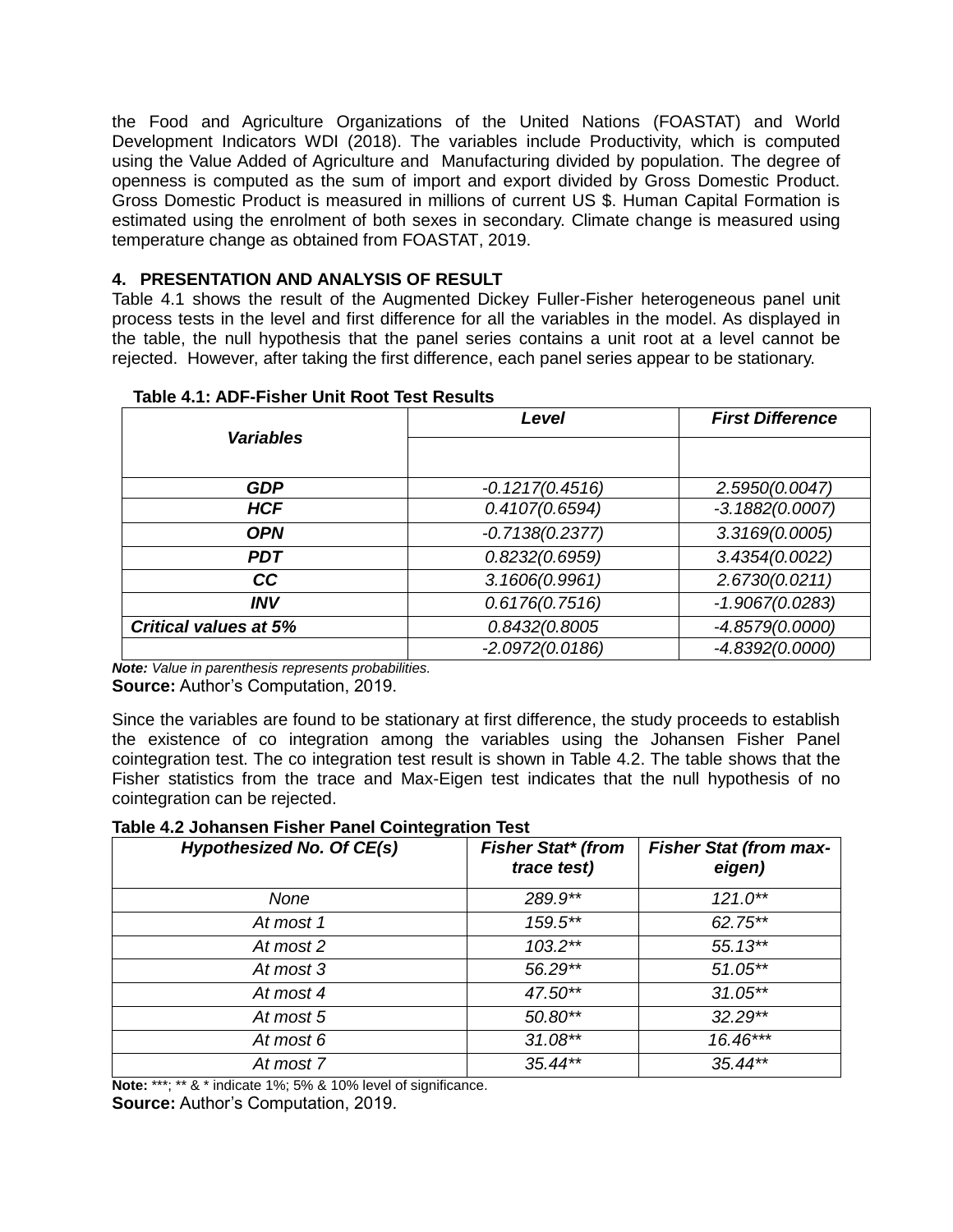the Food and Agriculture Organizations of the United Nations (FOASTAT) and World Development Indicators WDI (2018). The variables include Productivity, which is computed using the Value Added of Agriculture and Manufacturing divided by population. The degree of openness is computed as the sum of import and export divided by Gross Domestic Product. Gross Domestic Product is measured in millions of current US $. Human Capital Formation is estimated using the enrolment of both sexes in secondary. Climate change is measured using temperature change as obtained from FOASTAT, 2019.

## 4. PRESENTATION AND ANALYSIS OF RESULT

Table 4.1 shows the result of the Augmented Dickey Fuller-Fisher heterogeneous panel unit process tests in the level and first difference for all the variables in the model. As displayed in the table, the null hypothesis that the panel series contains a unit root at a level cannot be rejected. However, after taking the first difference, each panel series appear to be stationary.

**Table 4.1: ADF-Fisher Unit Root Test Results**

| *Variables* | *Level* | *First Difference* |
|---|---|---|
| | | |
| ***GDP*** | *-0.1217(0.4516)* | *2.5950(0.0047)* |
| ***HCF*** | *0.4107(0.6594)* | *-3.1882(0.0007)* |
| ***OPN*** | *-0.7138(0.2377)* | *3.3169(0.0005)* |
| ***PDT*** | *0.8232(0.6959)* | *3.4354(0.0022)* |
| ***CC*** | *3.1606(0.9961)* | *2.6730(0.0211)* |
| ***INV*** | *0.6176(0.7516)* | *-1.9067(0.0283)* |
| ***Critical values at 5%*** | *0.8432(0.8005* | *-4.8579(0.0000)* |
| | *-2.0972(0.0186)* | *-4.8392(0.0000)* |

***Note:*** *Value in parenthesis represents probabilities.*
**Source:** Author's Computation, 2019.

Since the variables are found to be stationary at first difference, the study proceeds to establish the existence of co integration among the variables using the Johansen Fisher Panel cointegration test. The co integration test result is shown in Table 4.2. The table shows that the Fisher statistics from the trace and Max-Eigen test indicates that the null hypothesis of no cointegration can be rejected.

**Table 4.2 Johansen Fisher Panel Cointegration Test**

| *Hypothesized No. Of CE(s)* | *Fisher Stat\* (from trace test)* | *Fisher Stat (from max-eigen)* |
|---|---|---|
| *None* | *289.9\*\** | *121.0\*\** |
| *At most 1* | *159.5\*\** | *62.75\*\** |
| *At most 2* | *103.2\*\** | *55.13\*\** |
| *At most 3* | *56.29\*\** | *51.05\*\** |
| *At most 4* | *47.50\*\** | *31.05\*\** |
| *At most 5* | *50.80\*\** | *32.29\*\** |
| *At most 6* | *31.08\*\** | *16.46\*\*\** |
| *At most 7* | *35.44\*\** | *35.44\*\** |

**Note:** \*\*\*; \*\* & \* indicate 1%; 5% & 10% level of significance.
**Source:** Author's Computation, 2019.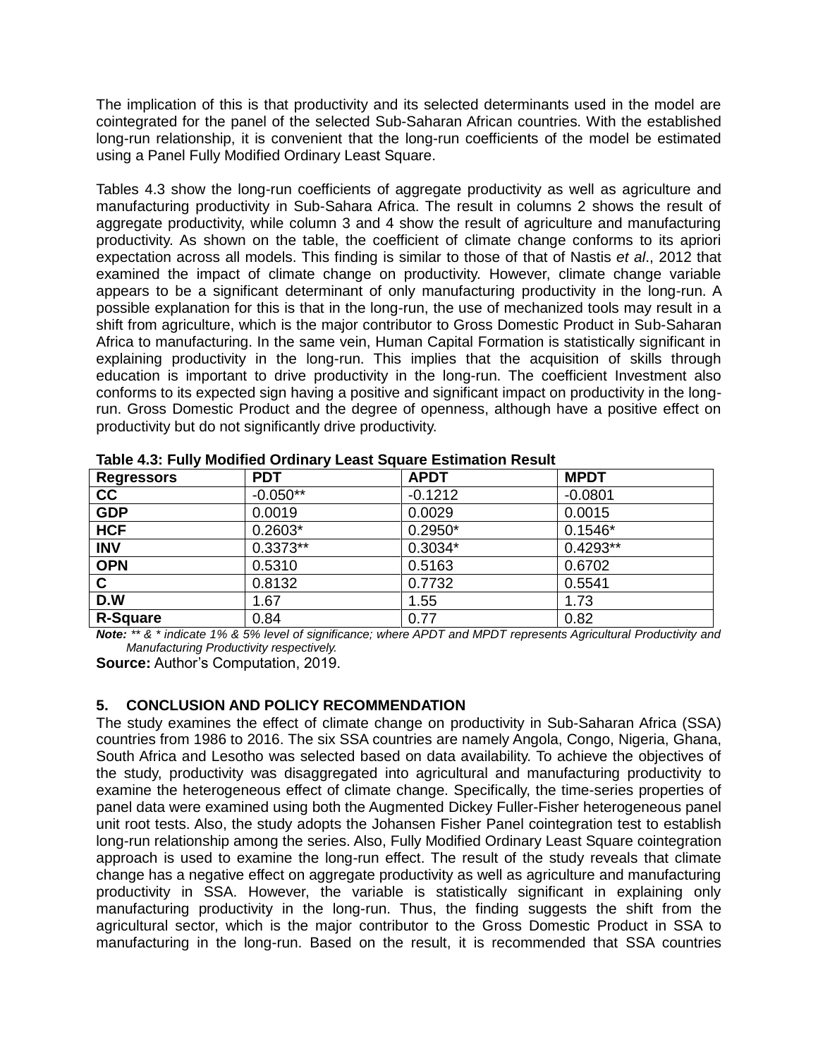The implication of this is that productivity and its selected determinants used in the model are cointegrated for the panel of the selected Sub-Saharan African countries. With the established long-run relationship, it is convenient that the long-run coefficients of the model be estimated using a Panel Fully Modified Ordinary Least Square.

Tables 4.3 show the long-run coefficients of aggregate productivity as well as agriculture and manufacturing productivity in Sub-Sahara Africa. The result in columns 2 shows the result of aggregate productivity, while column 3 and 4 show the result of agriculture and manufacturing productivity. As shown on the table, the coefficient of climate change conforms to its apriori expectation across all models. This finding is similar to those of that of Nastis *et al*., 2012 that examined the impact of climate change on productivity. However, climate change variable appears to be a significant determinant of only manufacturing productivity in the long-run. A possible explanation for this is that in the long-run, the use of mechanized tools may result in a shift from agriculture, which is the major contributor to Gross Domestic Product in Sub-Saharan Africa to manufacturing. In the same vein, Human Capital Formation is statistically significant in explaining productivity in the long-run. This implies that the acquisition of skills through education is important to drive productivity in the long-run. The coefficient Investment also conforms to its expected sign having a positive and significant impact on productivity in the long-run. Gross Domestic Product and the degree of openness, although have a positive effect on productivity but do not significantly drive productivity.

**Table 4.3: Fully Modified Ordinary Least Square Estimation Result**

| Regressors | PDT | APDT | MPDT |
|---|---|---|---|
| **CC** | -0.050** | -0.1212 | -0.0801 |
| **GDP** | 0.0019 | 0.0029 | 0.0015 |
| **HCF** | 0.2603* | 0.2950* | 0.1546* |
| **INV** | 0.3373** | 0.3034* | 0.4293** |
| **OPN** | 0.5310 | 0.5163 | 0.6702 |
| **C** | 0.8132 | 0.7732 | 0.5541 |
| **D.W** | 1.67 | 1.55 | 1.73 |
| **R-Square** | 0.84 | 0.77 | 0.82 |

***Note:*** *** & * indicate 1% & 5% level of significance; where APDT and MPDT represents Agricultural Productivity and Manufacturing Productivity respectively.*

**Source:** Author's Computation, 2019.

## 5. CONCLUSION AND POLICY RECOMMENDATION

The study examines the effect of climate change on productivity in Sub-Saharan Africa (SSA) countries from 1986 to 2016. The six SSA countries are namely Angola, Congo, Nigeria, Ghana, South Africa and Lesotho was selected based on data availability. To achieve the objectives of the study, productivity was disaggregated into agricultural and manufacturing productivity to examine the heterogeneous effect of climate change. Specifically, the time-series properties of panel data were examined using both the Augmented Dickey Fuller-Fisher heterogeneous panel unit root tests. Also, the study adopts the Johansen Fisher Panel cointegration test to establish long-run relationship among the series. Also, Fully Modified Ordinary Least Square cointegration approach is used to examine the long-run effect. The result of the study reveals that climate change has a negative effect on aggregate productivity as well as agriculture and manufacturing productivity in SSA. However, the variable is statistically significant in explaining only manufacturing productivity in the long-run. Thus, the finding suggests the shift from the agricultural sector, which is the major contributor to the Gross Domestic Product in SSA to manufacturing in the long-run. Based on the result, it is recommended that SSA countries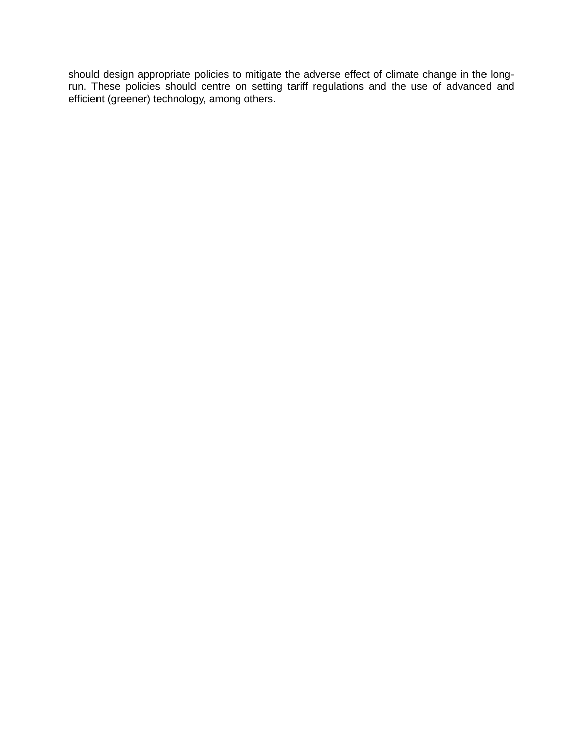should design appropriate policies to mitigate the adverse effect of climate change in the long-run. These policies should centre on setting tariff regulations and the use of advanced and efficient (greener) technology, among others.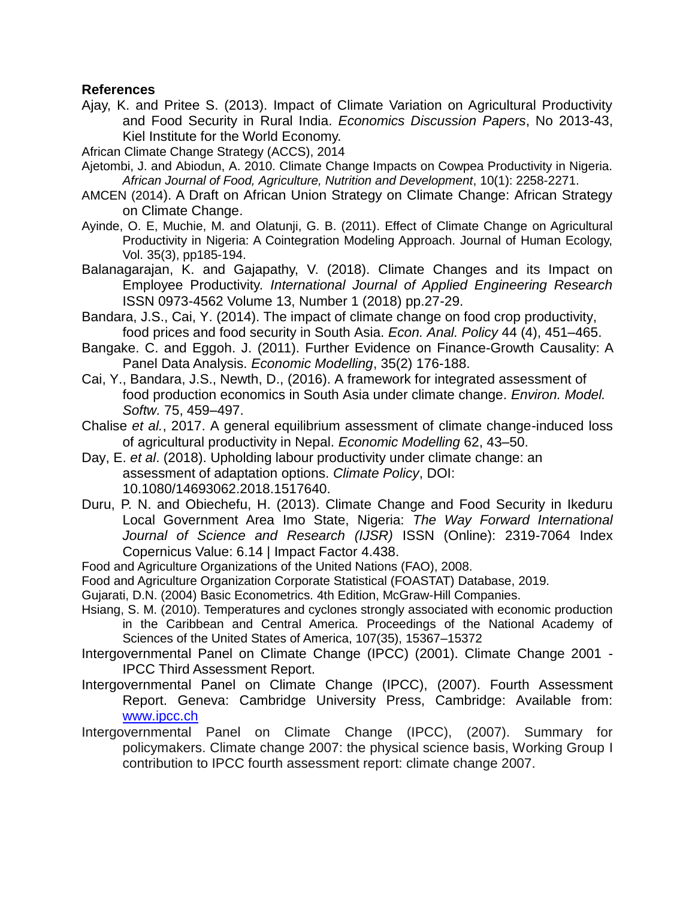**References**

Ajay, K. and Pritee S. (2013). Impact of Climate Variation on Agricultural Productivity and Food Security in Rural India. *Economics Discussion Papers*, No 2013-43, Kiel Institute for the World Economy.

African Climate Change Strategy (ACCS), 2014

Ajetombi, J. and Abiodun, A. 2010. Climate Change Impacts on Cowpea Productivity in Nigeria. *African Journal of Food, Agriculture, Nutrition and Development*, 10(1): 2258-2271.

AMCEN (2014). A Draft on African Union Strategy on Climate Change: African Strategy on Climate Change.

Ayinde, O. E, Muchie, M. and Olatunji, G. B. (2011). Effect of Climate Change on Agricultural Productivity in Nigeria: A Cointegration Modeling Approach. Journal of Human Ecology, Vol. 35(3), pp185-194.

Balanagarajan, K. and Gajapathy, V. (2018). Climate Changes and its Impact on Employee Productivity. *International Journal of Applied Engineering Research* ISSN 0973-4562 Volume 13, Number 1 (2018) pp.27-29.

Bandara, J.S., Cai, Y. (2014). The impact of climate change on food crop productivity, food prices and food security in South Asia. *Econ. Anal. Policy* 44 (4), 451–465.

Bangake. C. and Eggoh. J. (2011). Further Evidence on Finance-Growth Causality: A Panel Data Analysis. *Economic Modelling*, 35(2) 176-188.

Cai, Y., Bandara, J.S., Newth, D., (2016). A framework for integrated assessment of food production economics in South Asia under climate change. *Environ. Model. Softw.* 75, 459–497.

Chalise *et al.*, 2017. A general equilibrium assessment of climate change-induced loss of agricultural productivity in Nepal. *Economic Modelling* 62, 43–50.

Day, E. *et al*. (2018). Upholding labour productivity under climate change: an assessment of adaptation options. *Climate Policy*, DOI: 10.1080/14693062.2018.1517640.

Duru, P. N. and Obiechefu, H. (2013). Climate Change and Food Security in Ikeduru Local Government Area Imo State, Nigeria: *The Way Forward International Journal of Science and Research (IJSR)* ISSN (Online): 2319-7064 Index Copernicus Value: 6.14 | Impact Factor 4.438.

Food and Agriculture Organizations of the United Nations (FAO), 2008.

Food and Agriculture Organization Corporate Statistical (FOASTAT) Database, 2019.

Gujarati, D.N. (2004) Basic Econometrics. 4th Edition, McGraw-Hill Companies.

Hsiang, S. M. (2010). Temperatures and cyclones strongly associated with economic production in the Caribbean and Central America. Proceedings of the National Academy of Sciences of the United States of America, 107(35), 15367–15372

Intergovernmental Panel on Climate Change (IPCC) (2001). Climate Change 2001 - IPCC Third Assessment Report.

Intergovernmental Panel on Climate Change (IPCC), (2007). Fourth Assessment Report. Geneva: Cambridge University Press, Cambridge: Available from: [www.ipcc.ch](www.ipcc.ch)

Intergovernmental Panel on Climate Change (IPCC), (2007). Summary for policymakers. Climate change 2007: the physical science basis, Working Group I contribution to IPCC fourth assessment report: climate change 2007.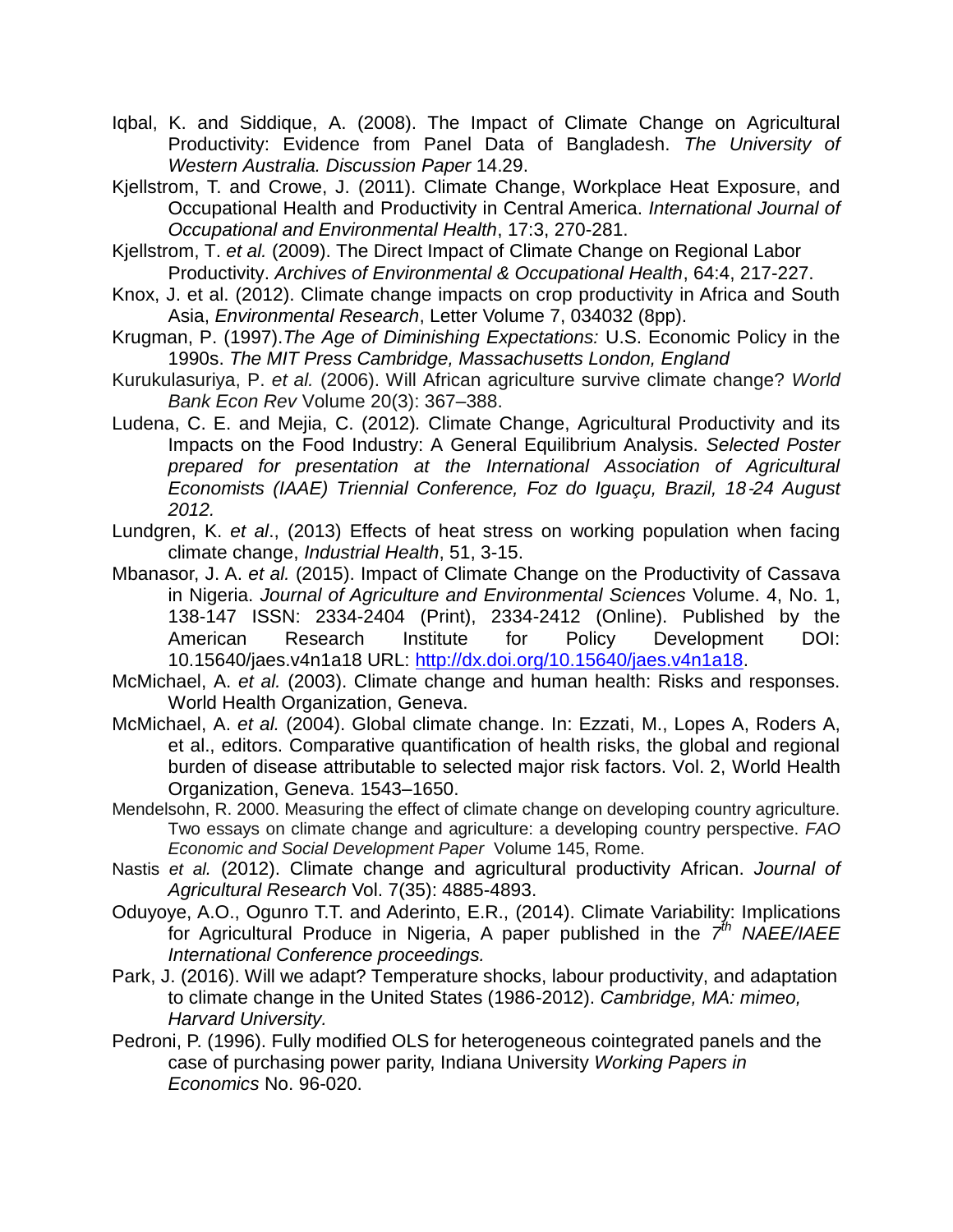Iqbal, K. and Siddique, A. (2008). The Impact of Climate Change on Agricultural Productivity: Evidence from Panel Data of Bangladesh. *The University of Western Australia. Discussion Paper* 14.29.

Kjellstrom, T. and Crowe, J. (2011). Climate Change, Workplace Heat Exposure, and Occupational Health and Productivity in Central America. *International Journal of Occupational and Environmental Health*, 17:3, 270-281.

Kjellstrom, T. *et al.* (2009). The Direct Impact of Climate Change on Regional Labor Productivity. *Archives of Environmental & Occupational Health*, 64:4, 217-227.

Knox, J. et al. (2012). Climate change impacts on crop productivity in Africa and South Asia, *Environmental Research*, Letter Volume 7, 034032 (8pp).

Krugman, P. (1997).*The Age of Diminishing Expectations:* U.S. Economic Policy in the 1990s. *The MIT Press Cambridge, Massachusetts London, England*

Kurukulasuriya, P. *et al.* (2006). Will African agriculture survive climate change? *World Bank Econ Rev* Volume 20(3): 367–388.

Ludena, C. E. and Mejia, C. (2012). Climate Change, Agricultural Productivity and its Impacts on the Food Industry: A General Equilibrium Analysis. *Selected Poster prepared for presentation at the International Association of Agricultural Economists (IAAE) Triennial Conference, Foz do Iguaçu, Brazil, 18-24 August 2012.*

Lundgren, K. *et al*., (2013) Effects of heat stress on working population when facing climate change, *Industrial Health*, 51, 3-15.

Mbanasor, J. A. *et al.* (2015). Impact of Climate Change on the Productivity of Cassava in Nigeria. *Journal of Agriculture and Environmental Sciences* Volume. 4, No. 1, 138-147 ISSN: 2334-2404 (Print), 2334-2412 (Online). Published by the American Research Institute for Policy Development DOI: 10.15640/jaes.v4n1a18 URL: http://dx.doi.org/10.15640/jaes.v4n1a18.

McMichael, A. *et al.* (2003). Climate change and human health: Risks and responses. World Health Organization, Geneva.

McMichael, A. *et al.* (2004). Global climate change. In: Ezzati, M., Lopes A, Roders A, et al., editors. Comparative quantification of health risks, the global and regional burden of disease attributable to selected major risk factors. Vol. 2, World Health Organization, Geneva. 1543–1650.

Mendelsohn, R. 2000. Measuring the effect of climate change on developing country agriculture. Two essays on climate change and agriculture: a developing country perspective. *FAO Economic and Social Development Paper* Volume 145, Rome.

Nastis *et al.* (2012). Climate change and agricultural productivity African. *Journal of Agricultural Research* Vol. 7(35): 4885-4893.

Oduyoye, A.O., Ogunro T.T. and Aderinto, E.R., (2014). Climate Variability: Implications for Agricultural Produce in Nigeria, A paper published in the *7th NAEE/IAEE International Conference proceedings.*

Park, J. (2016). Will we adapt? Temperature shocks, labour productivity, and adaptation to climate change in the United States (1986-2012). *Cambridge, MA: mimeo, Harvard University.*

Pedroni, P. (1996). Fully modified OLS for heterogeneous cointegrated panels and the case of purchasing power parity, Indiana University *Working Papers in Economics* No. 96-020.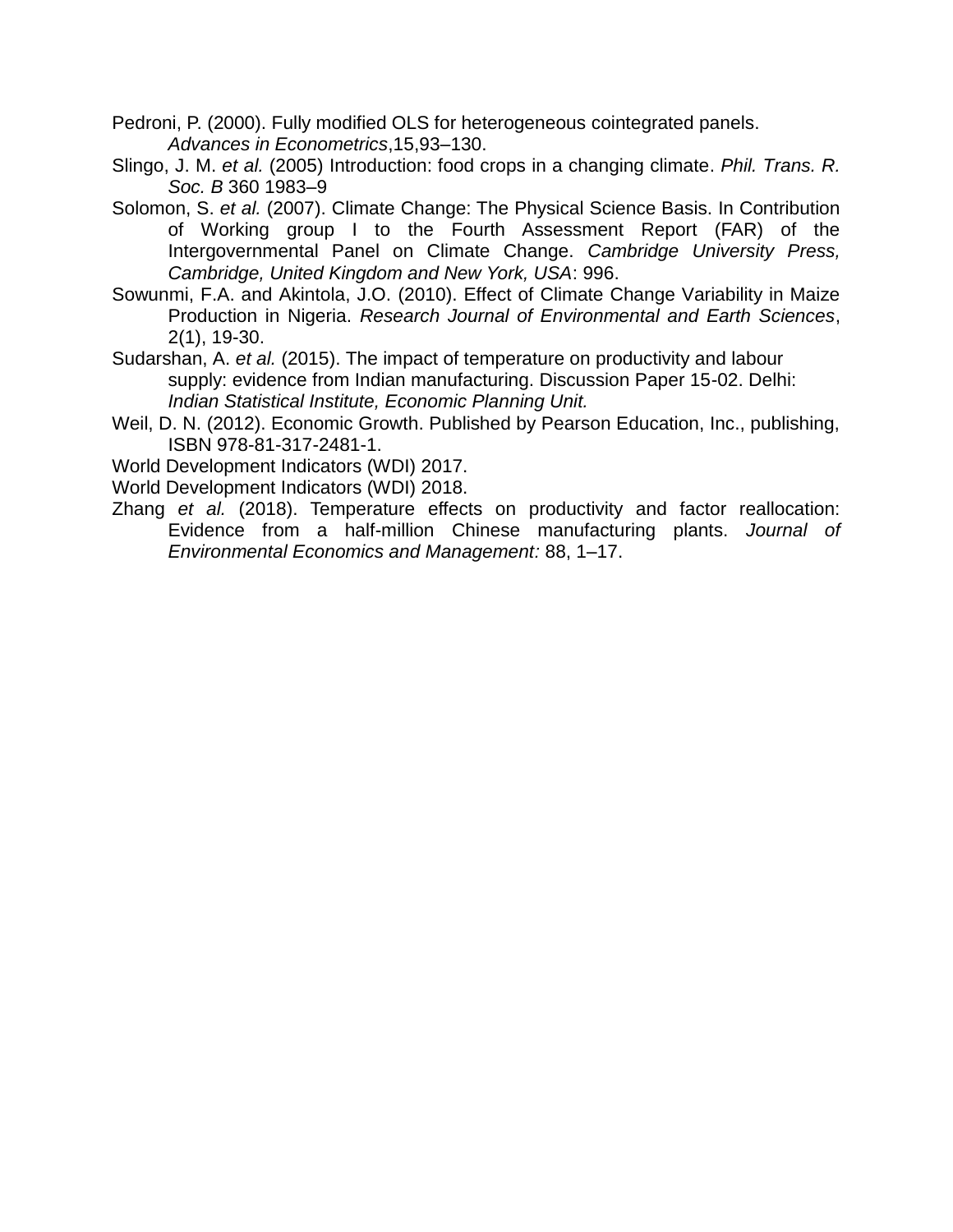Pedroni, P. (2000). Fully modified OLS for heterogeneous cointegrated panels. *Advances in Econometrics*,15,93–130.

Slingo, J. M. *et al.* (2005) Introduction: food crops in a changing climate. *Phil. Trans. R. Soc. B* 360 1983–9

Solomon, S. *et al.* (2007). Climate Change: The Physical Science Basis. In Contribution of Working group I to the Fourth Assessment Report (FAR) of the Intergovernmental Panel on Climate Change. *Cambridge University Press, Cambridge, United Kingdom and New York, USA*: 996.

Sowunmi, F.A. and Akintola, J.O. (2010). Effect of Climate Change Variability in Maize Production in Nigeria. *Research Journal of Environmental and Earth Sciences*, 2(1), 19-30.

Sudarshan, A. *et al.* (2015). The impact of temperature on productivity and labour supply: evidence from Indian manufacturing. Discussion Paper 15-02. Delhi: *Indian Statistical Institute, Economic Planning Unit.*

Weil, D. N. (2012). Economic Growth. Published by Pearson Education, Inc., publishing, ISBN 978-81-317-2481-1.

World Development Indicators (WDI) 2017.

World Development Indicators (WDI) 2018.

Zhang *et al.* (2018). Temperature effects on productivity and factor reallocation: Evidence from a half-million Chinese manufacturing plants. *Journal of Environmental Economics and Management:* 88, 1–17.